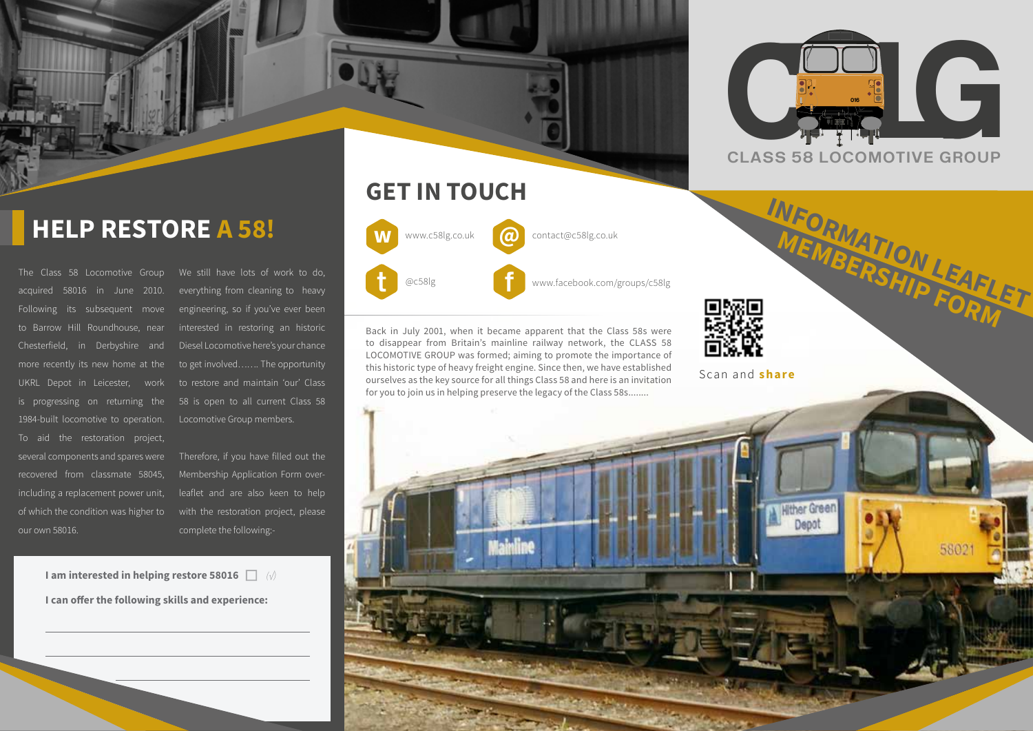# HELP RESTORE A 58!

The Class 58 Locomotive Group acquired 58016 in June 2010. Following its subsequent move to Barrow Hill Roundhouse, near Chesterfield, in Derbyshire and more recently its new home at the UKRL Depot in Leicester, work is progressing on returning the 1984-built locomotive to operation. To aid the restoration project, several components and spares were recovered from classmate 58045, including a replacement power unit, of which the condition was higher to our own 58016.

We still have lots of work to do, everything from cleaning to heavy engineering, so if you've ever been interested in restoring an historic Diesel Locomotive here's your chance to get involved……. The opportunity to restore and maintain 'our' Class 58 is open to all current Class 58 Locomotive Group members.

Therefore, if you have filled out the Membership Application Form over-leaflet and are also keen to help with the restoration project, please complete the following:-

**I am interested in helping restore 58016** ☐ (√)

**I can offer the following skills and experience:**

______________________________

______________________________

______________________________

# GET IN TOUCH

w www.c58lg.co.uk

@ contact@c58lg.co.uk

t @c58lg

f www.facebook.com/groups/c58lg

Back in July 2001, when it became apparent that the Class 58s were to disappear from Britain's mainline railway network, the CLASS 58 LOCOMOTIVE GROUP was formed; aiming to promote the importance of this historic type of heavy freight engine. Since then, we have established ourselves as the key source for all things Class 58 and here is an invitation for you to join us in helping preserve the legacy of the Class 58s........

Scan and **share**

C58LG

CLASS 58 LOCOMOTIVE GROUP

INFORMATION LEAFLET

MEMBERSHIP FORM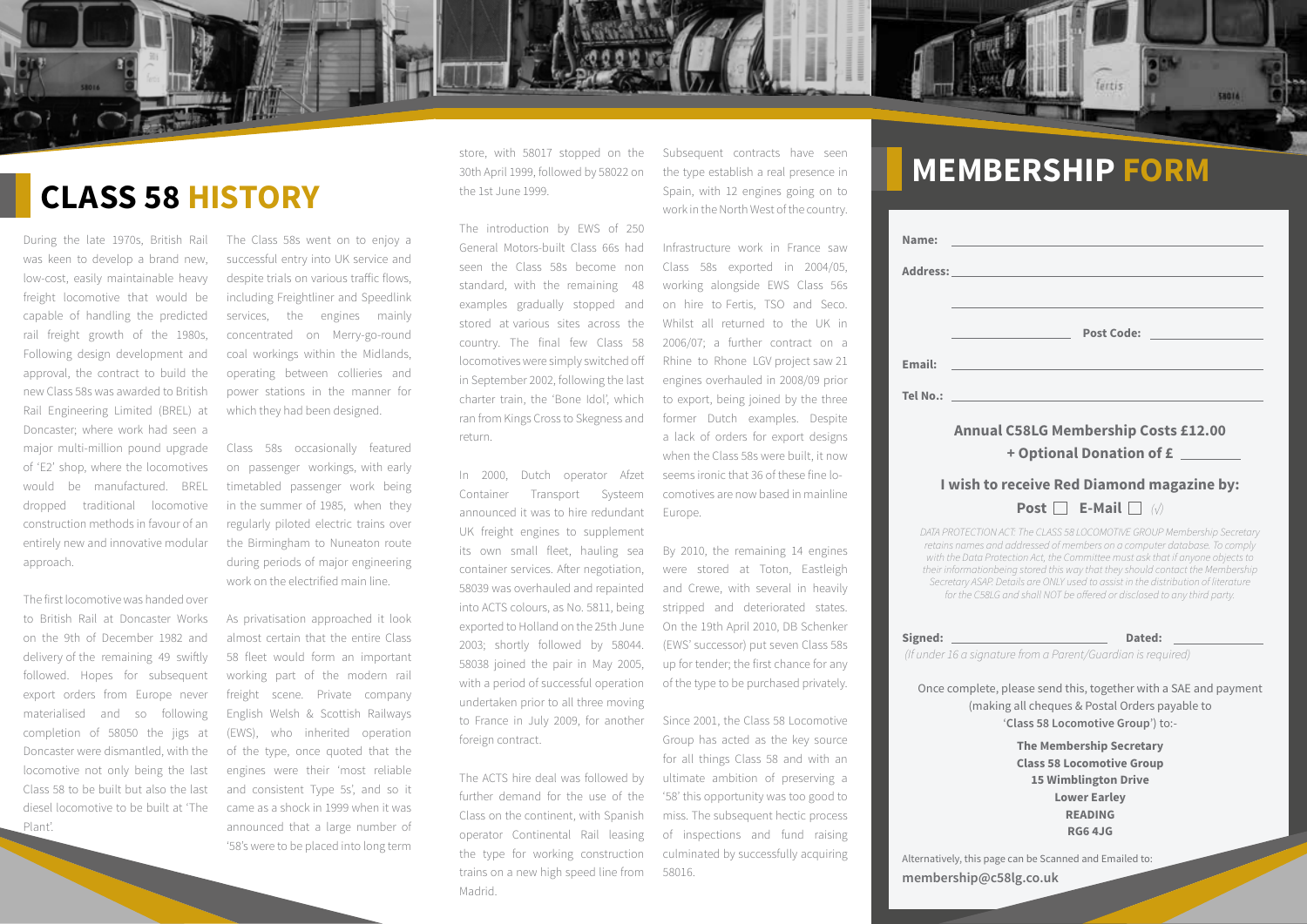# CLASS 58 HISTORY

During the late 1970s, British Rail was keen to develop a brand new, low-cost, easily maintainable heavy freight locomotive that would be capable of handling the predicted rail freight growth of the 1980s, Following design development and approval, the contract to build the new Class 58s was awarded to British Rail Engineering Limited (BREL) at Doncaster; where work had seen a major multi-million pound upgrade of 'E2' shop, where the locomotives would be manufactured. BREL dropped traditional locomotive construction methods in favour of an entirely new and innovative modular approach.

The first locomotive was handed over to British Rail at Doncaster Works on the 9th of December 1982 and delivery of the remaining 49 swiftly followed. Hopes for subsequent export orders from Europe never materialised and so following completion of 58050 the jigs at Doncaster were dismantled, with the locomotive not only being the last Class 58 to be built but also the last diesel locomotive to be built at 'The Plant'.

The Class 58s went on to enjoy a successful entry into UK service and despite trials on various traffic flows, including Freightliner and Speedlink services, the engines mainly concentrated on Merry-go-round coal workings within the Midlands, operating between collieries and power stations in the manner for which they had been designed.

Class 58s occasionally featured on passenger workings, with early timetabled passenger work being in the summer of 1985, when they regularly piloted electric trains over the Birmingham to Nuneaton route during periods of major engineering work on the electrified main line.

As privatisation approached it look almost certain that the entire Class 58 fleet would form an important working part of the modern rail freight scene. Private company English Welsh & Scottish Railways (EWS), who inherited operation of the type, once quoted that the engines were their 'most reliable and consistent Type 5s', and so it came as a shock in 1999 when it was announced that a large number of '58's were to be placed into long term store, with 58017 stopped on the 30th April 1999, followed by 58022 on the 1st June 1999.

The introduction by EWS of 250 General Motors-built Class 66s had seen the Class 58s become non standard, with the remaining 48 examples gradually stopped and stored at various sites across the country. The final few Class 58 locomotives were simply switched off in September 2002, following the last charter train, the 'Bone Idol', which ran from Kings Cross to Skegness and return.

In 2000, Dutch operator Afzet Container Transport Systeem announced it was to hire redundant UK freight engines to supplement its own small fleet, hauling sea container services. After negotiation, 58039 was overhauled and repainted into ACTS colours, as No. 5811, being exported to Holland on the 25th June 2003; shortly followed by 58044. 58038 joined the pair in May 2005, with a period of successful operation undertaken prior to all three moving to France in July 2009, for another foreign contract.

The ACTS hire deal was followed by further demand for the use of the Class on the continent, with Spanish operator Continental Rail leasing the type for working construction trains on a new high speed line from Madrid.

Subsequent contracts have seen the type establish a real presence in Spain, with 12 engines going on to work in the North West of the country.

Infrastructure work in France saw Class 58s exported in 2004/05, working alongside EWS Class 56s on hire to Fertis, TSO and Seco. Whilst all returned to the UK in 2006/07; a further contract on a Rhine to Rhone LGV project saw 21 engines overhauled in 2008/09 prior to export, being joined by the three former Dutch examples. Despite a lack of orders for export designs when the Class 58s were built, it now seems ironic that 36 of these fine locomotives are now based in mainline Europe.

By 2010, the remaining 14 engines were stored at Toton, Eastleigh and Crewe, with several in heavily stripped and deteriorated states. On the 19th April 2010, DB Schenker (EWS' successor) put seven Class 58s up for tender; the first chance for any of the type to be purchased privately.

Since 2001, the Class 58 Locomotive Group has acted as the key source for all things Class 58 and with an ultimate ambition of preserving a '58' this opportunity was too good to miss. The subsequent hectic process of inspections and fund raising culminated by successfully acquiring 58016.

# MEMBERSHIP FORM

**Name:** ____________________

**Address:** ____________________

____________________

____________________ **Post Code:** ____________________

**Email:** ____________________

**Tel No.:** ____________________

**Annual C58LG Membership Costs £12.00**

**+ Optional Donation of £** ________

**I wish to receive Red Diamond magazine by:**

**Post** ☐ **E-Mail** ☐ *(√)*

*DATA PROTECTION ACT: The CLASS 58 LOCOMOTIVE GROUP Membership Secretary retains names and addressed of members on a computer database. To comply with the Data Protection Act, the Committee must ask that if anyone objects to their informationbeing stored this way that they should contact the Membership Secretary ASAP. Details are ONLY used to assist in the distribution of literature for the C58LG and shall NOT be offered or disclosed to any third party.*

**Signed:** ____________________ **Dated:** ____________

*(If under 16 a signature from a Parent/Guardian is required)*

Once complete, please send this, together with a SAE and payment (making all cheques & Postal Orders payable to '**Class 58 Locomotive Group**') to:-

**The Membership Secretary**
**Class 58 Locomotive Group**
**15 Wimblington Drive**
**Lower Earley**
**READING**
**RG6 4JG**

Alternatively, this page can be Scanned and Emailed to:
**membership@c58lg.co.uk**